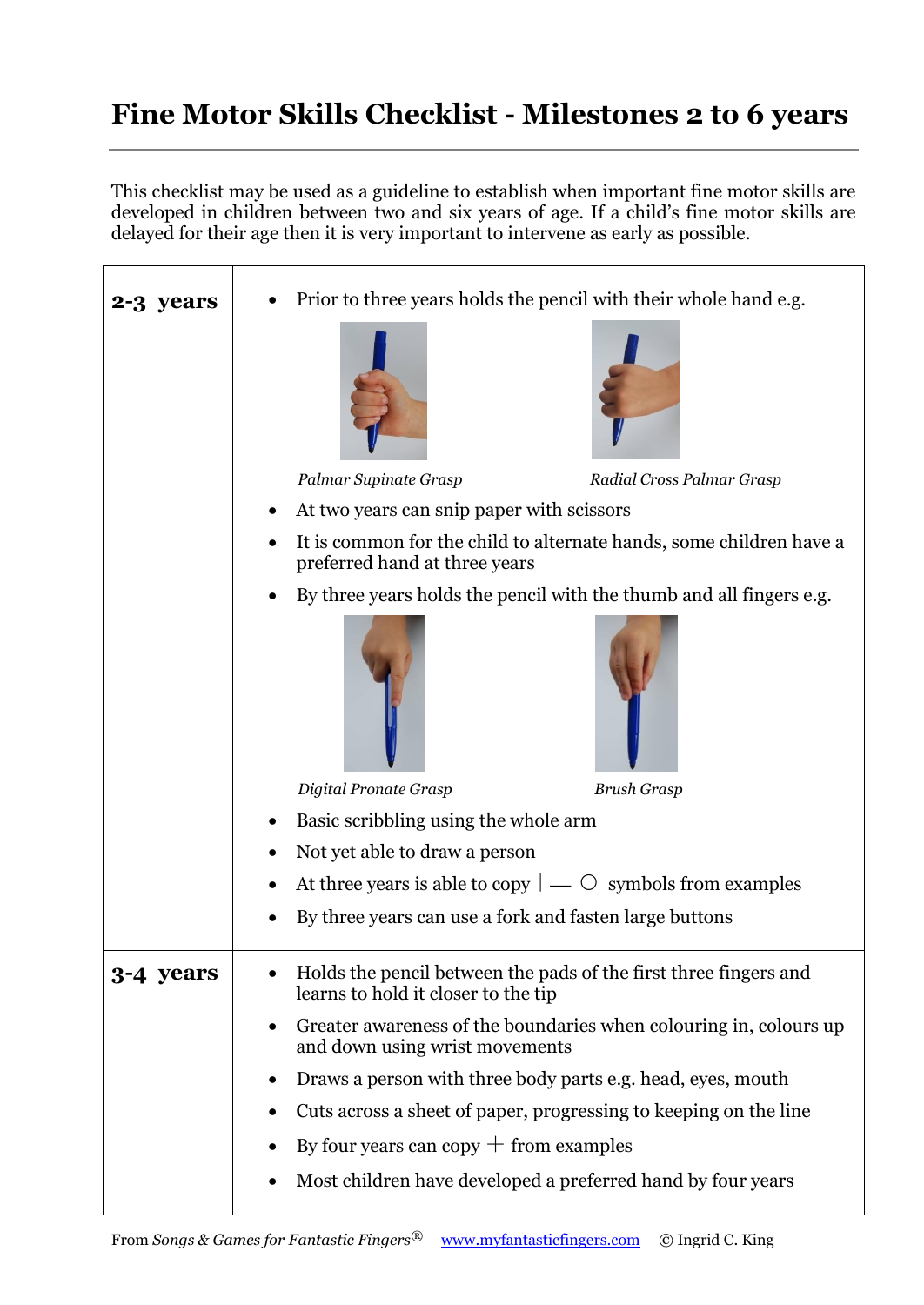# Fine Motor Skills Checklist - Milestones 2 to 6 years

This checklist may be used as a guideline to establish when important fine motor skills are developed in children between two and six years of age. If a child's fine motor skills are delayed for their age then it is very important to intervene as early as possible.

| | |
|---|---|
| **2-3 years** | • Prior to three years holds the pencil with their whole hand e.g.<br>*Palmar Supinate Grasp* &nbsp;&nbsp;&nbsp; *Radial Cross Palmar Grasp*<br>• At two years can snip paper with scissors<br>• It is common for the child to alternate hands, some children have a preferred hand at three years<br>• By three years holds the pencil with the thumb and all fingers e.g.<br>*Digital Pronate Grasp* &nbsp;&nbsp;&nbsp; *Brush Grasp*<br>• Basic scribbling using the whole arm<br>• Not yet able to draw a person<br>• At three years is able to copy \| — ○ symbols from examples<br>• By three years can use a fork and fasten large buttons |
| **3-4 years** | • Holds the pencil between the pads of the first three fingers and learns to hold it closer to the tip<br>• Greater awareness of the boundaries when colouring in, colours up and down using wrist movements<br>• Draws a person with three body parts e.g. head, eyes, mouth<br>• Cuts across a sheet of paper, progressing to keeping on the line<br>• By four years can copy + from examples<br>• Most children have developed a preferred hand by four years |

From *Songs & Games for Fantastic Fingers*® www.myfantasticfingers.com © Ingrid C. King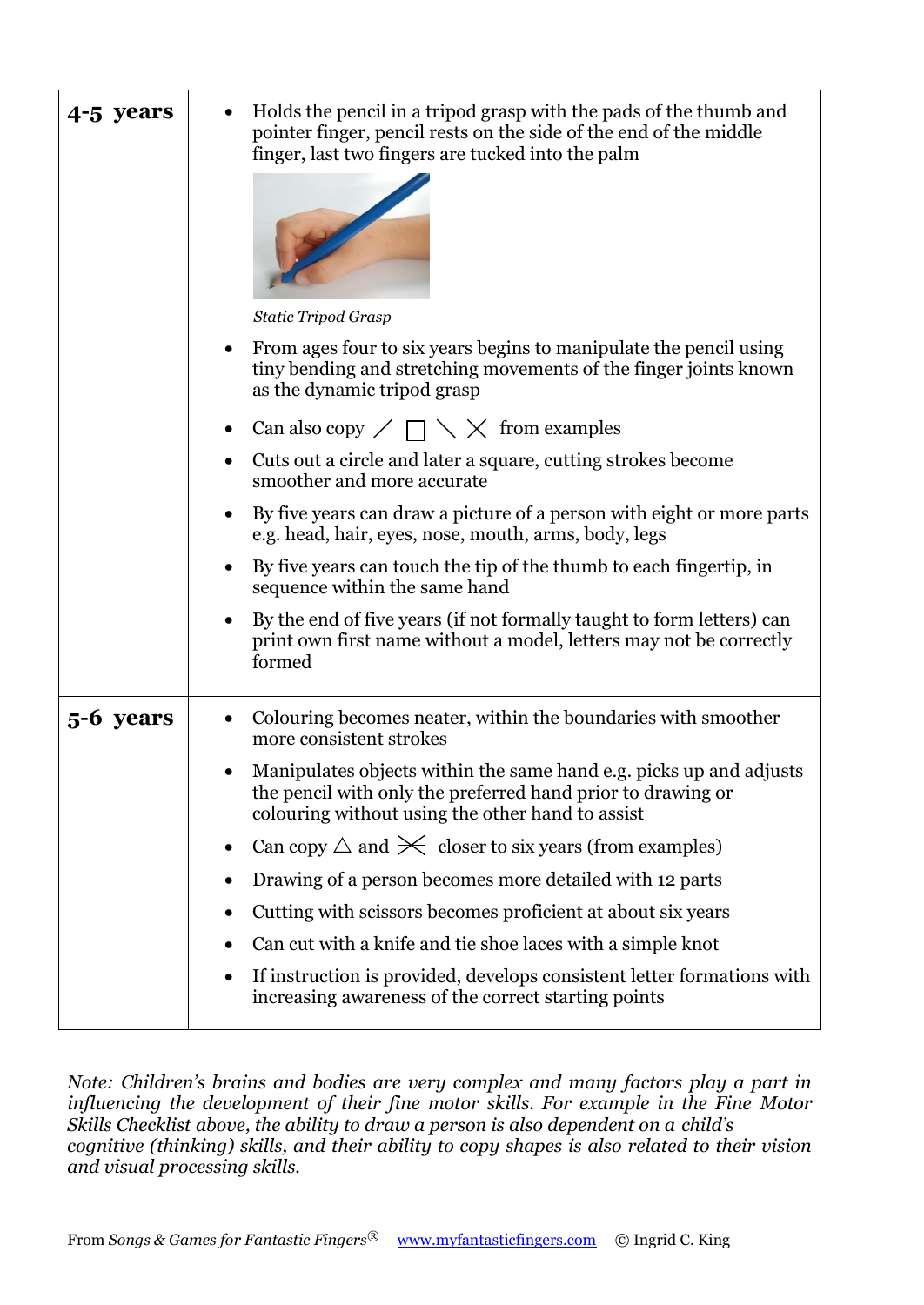| | |
|---|---|
| **4-5 years** | • Holds the pencil in a tripod grasp with the pads of the thumb and pointer finger, pencil rests on the side of the end of the middle finger, last two fingers are tucked into the palm<br>*Static Tripod Grasp*<br>• From ages four to six years begins to manipulate the pencil using tiny bending and stretching movements of the finger joints known as the dynamic tripod grasp<br>• Can also copy ╱ □ ╲ ╳ from examples<br>• Cuts out a circle and later a square, cutting strokes become smoother and more accurate<br>• By five years can draw a picture of a person with eight or more parts e.g. head, hair, eyes, nose, mouth, arms, body, legs<br>• By five years can touch the tip of the thumb to each fingertip, in sequence within the same hand<br>• By the end of five years (if not formally taught to form letters) can print own first name without a model, letters may not be correctly formed |
| **5-6 years** | • Colouring becomes neater, within the boundaries with smoother more consistent strokes<br>• Manipulates objects within the same hand e.g. picks up and adjusts the pencil with only the preferred hand prior to drawing or colouring without using the other hand to assist<br>• Can copy △ and ⋇ closer to six years (from examples)<br>• Drawing of a person becomes more detailed with 12 parts<br>• Cutting with scissors becomes proficient at about six years<br>• Can cut with a knife and tie shoe laces with a simple knot<br>• If instruction is provided, develops consistent letter formations with increasing awareness of the correct starting points |

*Note: Children's brains and bodies are very complex and many factors play a part in influencing the development of their fine motor skills. For example in the Fine Motor Skills Checklist above, the ability to draw a person is also dependent on a child's cognitive (thinking) skills, and their ability to copy shapes is also related to their vision and visual processing skills.*

From *Songs & Games for Fantastic Fingers*® www.myfantasticfingers.com © Ingrid C. King